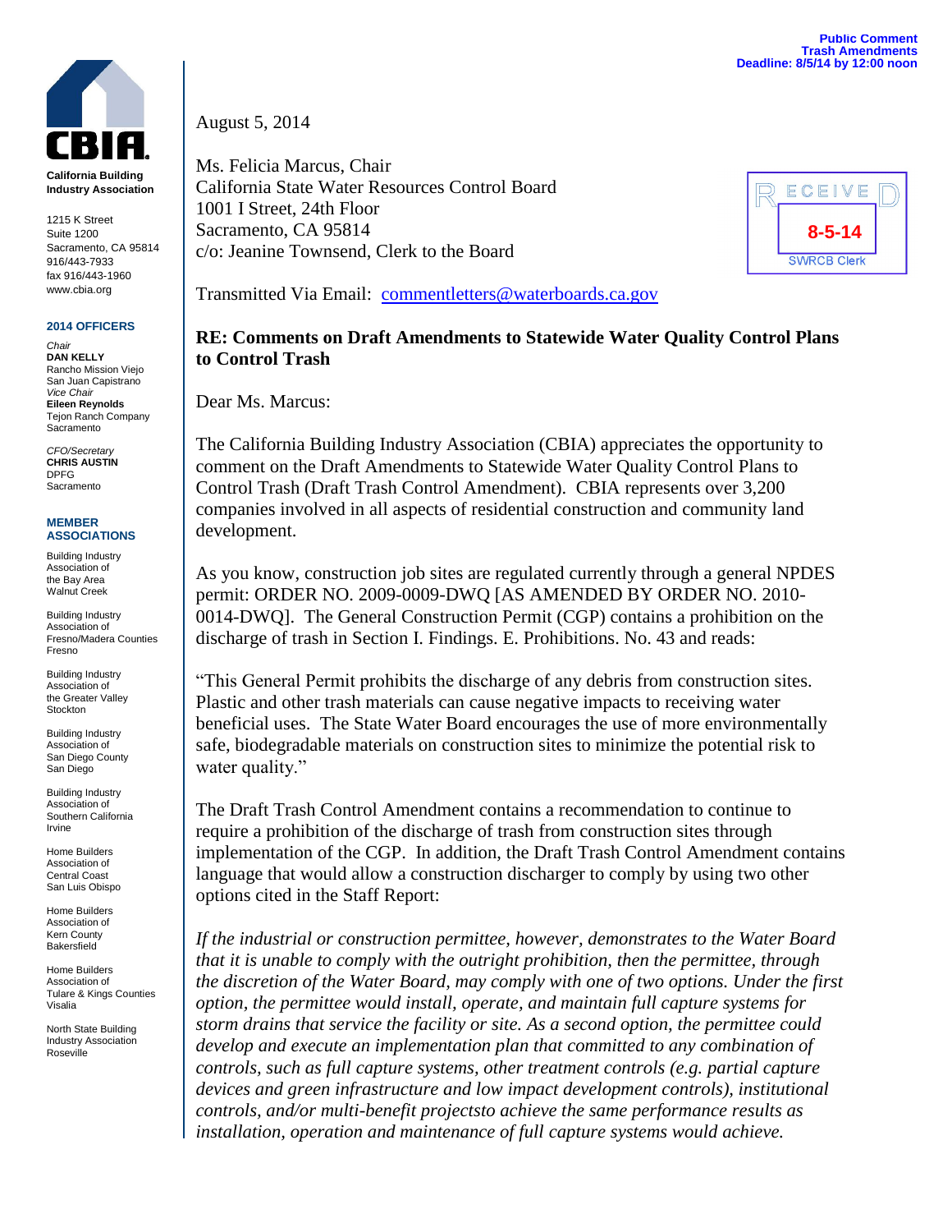Public Comment
Trash Amendments
Deadline: 8/5/14 by 12:00 noon

**CBIA**

**California Building Industry Association**

1215 K Street
Suite 1200
Sacramento, CA 95814
916/443-7933
fax 916/443-1960
www.cbia.org

**2014 OFFICERS**

*Chair*
**DAN KELLY**
Rancho Mission Viejo
San Juan Capistrano

*Vice Chair*
**Eileen Reynolds**
Tejon Ranch Company
Sacramento

*CFO/Secretary*
**CHRIS AUSTIN**
DPFG
Sacramento

**MEMBER ASSOCIATIONS**

Building Industry Association of the Bay Area
Walnut Creek

Building Industry Association of Fresno/Madera Counties
Fresno

Building Industry Association of the Greater Valley
Stockton

Building Industry Association of San Diego County
San Diego

Building Industry Association of Southern California
Irvine

Home Builders Association of Central Coast
San Luis Obispo

Home Builders Association of Kern County
Bakersfield

Home Builders Association of Tulare & Kings Counties
Visalia

North State Building Industry Association
Roseville

RECEIVED
8-5-14
SWRCB Clerk

August 5, 2014

Ms. Felicia Marcus, Chair
California State Water Resources Control Board
1001 I Street, 24th Floor
Sacramento, CA 95814
c/o: Jeanine Townsend, Clerk to the Board

Transmitted Via Email: commentletters@waterboards.ca.gov

**RE: Comments on Draft Amendments to Statewide Water Quality Control Plans to Control Trash**

Dear Ms. Marcus:

The California Building Industry Association (CBIA) appreciates the opportunity to comment on the Draft Amendments to Statewide Water Quality Control Plans to Control Trash (Draft Trash Control Amendment). CBIA represents over 3,200 companies involved in all aspects of residential construction and community land development.

As you know, construction job sites are regulated currently through a general NPDES permit: ORDER NO. 2009-0009-DWQ [AS AMENDED BY ORDER NO. 2010-0014-DWQ]. The General Construction Permit (CGP) contains a prohibition on the discharge of trash in Section I. Findings. E. Prohibitions. No. 43 and reads:

"This General Permit prohibits the discharge of any debris from construction sites. Plastic and other trash materials can cause negative impacts to receiving water beneficial uses. The State Water Board encourages the use of more environmentally safe, biodegradable materials on construction sites to minimize the potential risk to water quality."

The Draft Trash Control Amendment contains a recommendation to continue to require a prohibition of the discharge of trash from construction sites through implementation of the CGP. In addition, the Draft Trash Control Amendment contains language that would allow a construction discharger to comply by using two other options cited in the Staff Report:

*If the industrial or construction permittee, however, demonstrates to the Water Board that it is unable to comply with the outright prohibition, then the permittee, through the discretion of the Water Board, may comply with one of two options. Under the first option, the permittee would install, operate, and maintain full capture systems for storm drains that service the facility or site. As a second option, the permittee could develop and execute an implementation plan that committed to any combination of controls, such as full capture systems, other treatment controls (e.g. partial capture devices and green infrastructure and low impact development controls), institutional controls, and/or multi-benefit projectsto achieve the same performance results as installation, operation and maintenance of full capture systems would achieve.*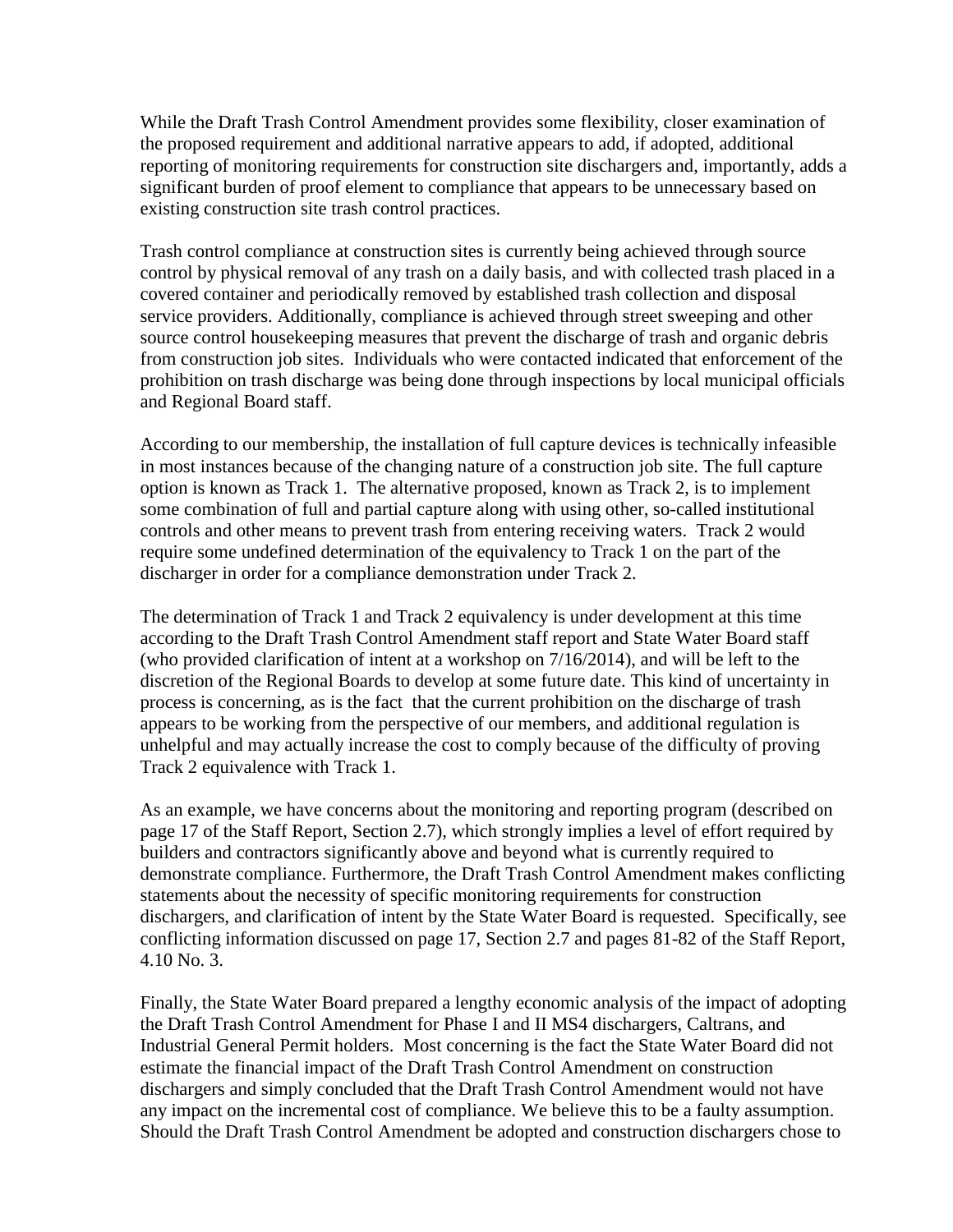While the Draft Trash Control Amendment provides some flexibility, closer examination of the proposed requirement and additional narrative appears to add, if adopted, additional reporting of monitoring requirements for construction site dischargers and, importantly, adds a significant burden of proof element to compliance that appears to be unnecessary based on existing construction site trash control practices.

Trash control compliance at construction sites is currently being achieved through source control by physical removal of any trash on a daily basis, and with collected trash placed in a covered container and periodically removed by established trash collection and disposal service providers. Additionally, compliance is achieved through street sweeping and other source control housekeeping measures that prevent the discharge of trash and organic debris from construction job sites. Individuals who were contacted indicated that enforcement of the prohibition on trash discharge was being done through inspections by local municipal officials and Regional Board staff.

According to our membership, the installation of full capture devices is technically infeasible in most instances because of the changing nature of a construction job site. The full capture option is known as Track 1. The alternative proposed, known as Track 2, is to implement some combination of full and partial capture along with using other, so-called institutional controls and other means to prevent trash from entering receiving waters. Track 2 would require some undefined determination of the equivalency to Track 1 on the part of the discharger in order for a compliance demonstration under Track 2.

The determination of Track 1 and Track 2 equivalency is under development at this time according to the Draft Trash Control Amendment staff report and State Water Board staff (who provided clarification of intent at a workshop on 7/16/2014), and will be left to the discretion of the Regional Boards to develop at some future date. This kind of uncertainty in process is concerning, as is the fact that the current prohibition on the discharge of trash appears to be working from the perspective of our members, and additional regulation is unhelpful and may actually increase the cost to comply because of the difficulty of proving Track 2 equivalence with Track 1.

As an example, we have concerns about the monitoring and reporting program (described on page 17 of the Staff Report, Section 2.7), which strongly implies a level of effort required by builders and contractors significantly above and beyond what is currently required to demonstrate compliance. Furthermore, the Draft Trash Control Amendment makes conflicting statements about the necessity of specific monitoring requirements for construction dischargers, and clarification of intent by the State Water Board is requested. Specifically, see conflicting information discussed on page 17, Section 2.7 and pages 81-82 of the Staff Report, 4.10 No. 3.

Finally, the State Water Board prepared a lengthy economic analysis of the impact of adopting the Draft Trash Control Amendment for Phase I and II MS4 dischargers, Caltrans, and Industrial General Permit holders. Most concerning is the fact the State Water Board did not estimate the financial impact of the Draft Trash Control Amendment on construction dischargers and simply concluded that the Draft Trash Control Amendment would not have any impact on the incremental cost of compliance. We believe this to be a faulty assumption. Should the Draft Trash Control Amendment be adopted and construction dischargers chose to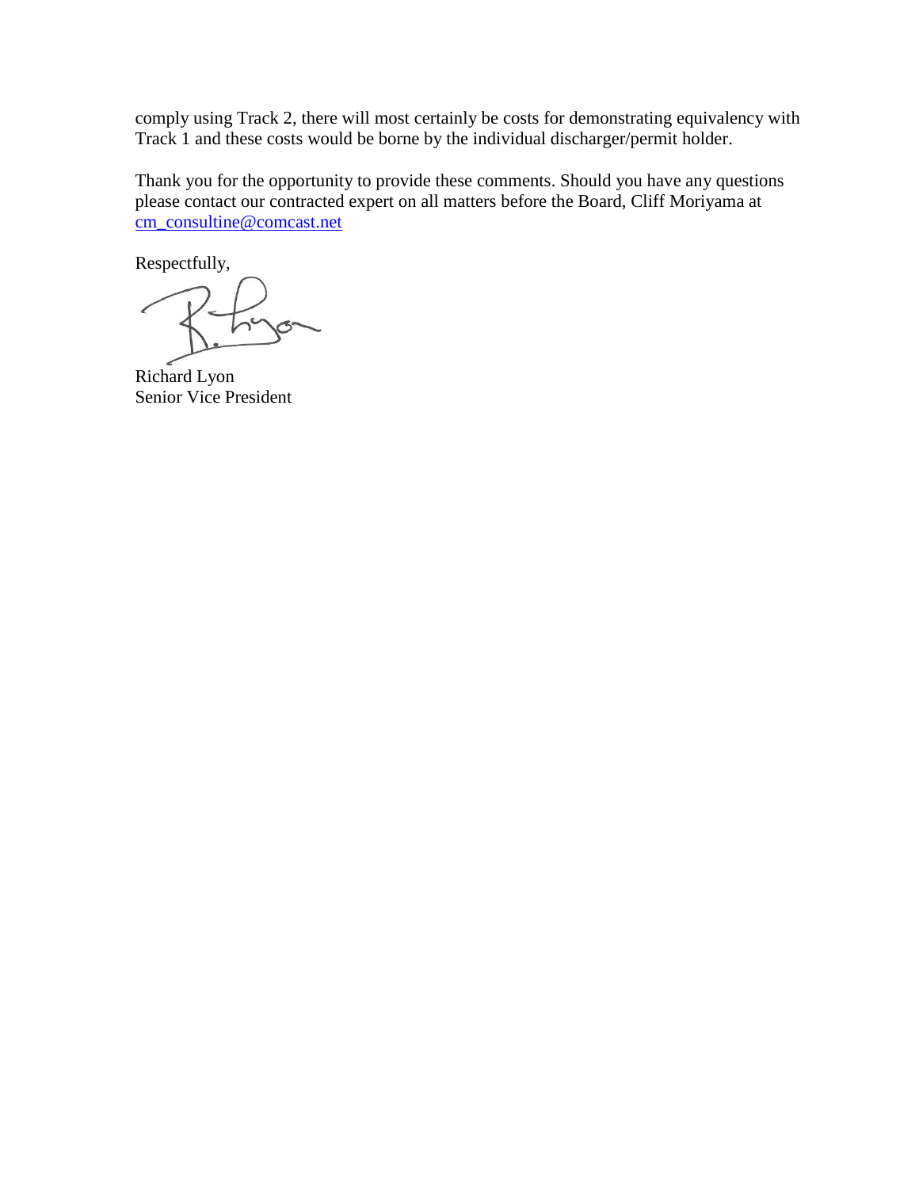comply using Track 2, there will most certainly be costs for demonstrating equivalency with Track 1 and these costs would be borne by the individual discharger/permit holder.

Thank you for the opportunity to provide these comments. Should you have any questions please contact our contracted expert on all matters before the Board, Cliff Moriyama at cm_consultine@comcast.net

Respectfully,

Richard Lyon
Senior Vice President